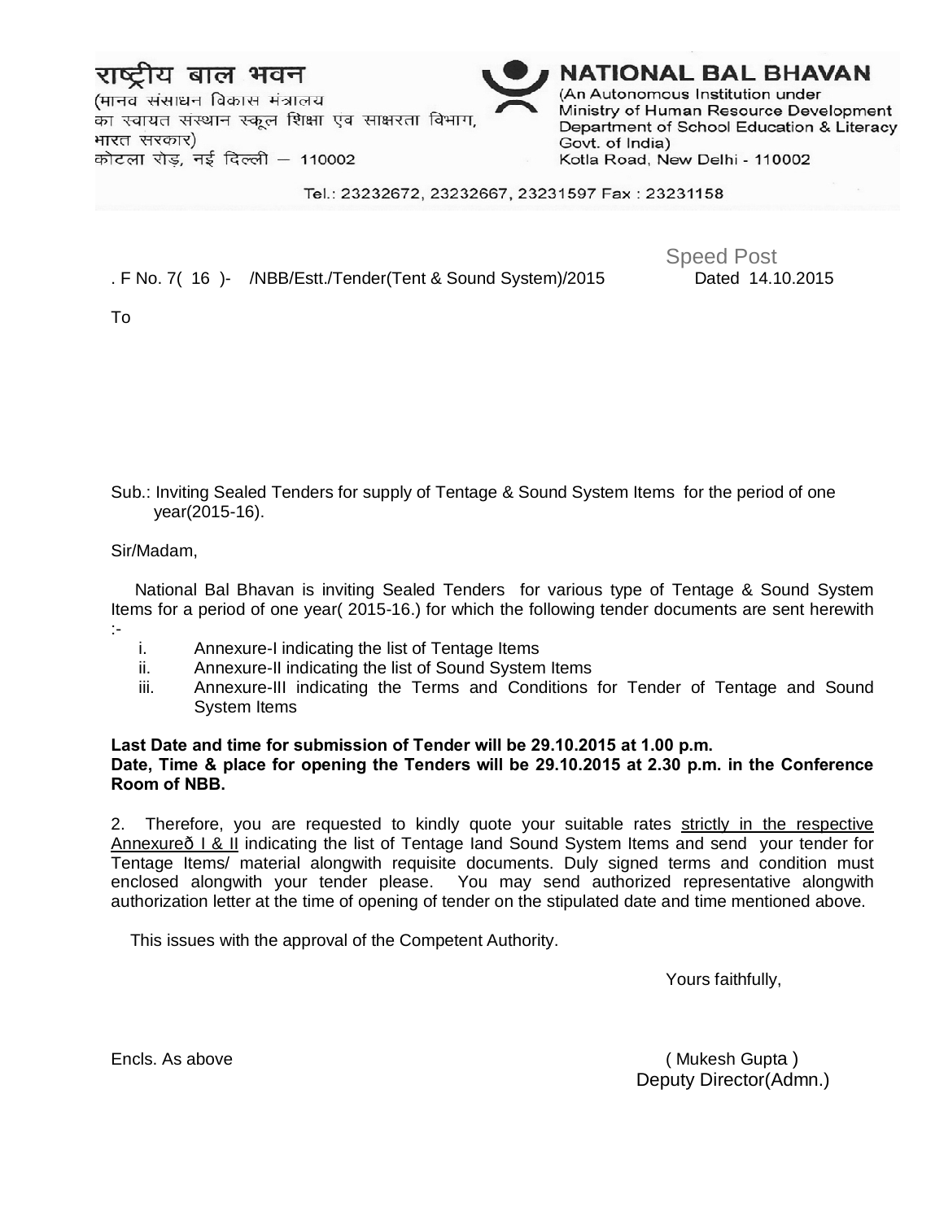राष्ट्रीय बाल भवन
(मानव संसाधन विकास मंत्रालय
का स्वायत संस्थान स्कूल शिक्षा एवं साक्षरता विभाग,
भारत सरकार)
कोटला रोड़, नई दिल्ली – 110002

**NATIONAL BAL BHAVAN**
(An Autonomous Institution under
Ministry of Human Resource Development
Department of School Education & Literacy
Govt. of India)
Kotla Road, New Delhi - 110002

Tel.: 23232672, 23232667, 23231597 Fax : 23231158

Speed Post

. F No. 7( 16 )- /NBB/Estt./Tender(Tent & Sound System)/2015 Dated 14.10.2015

To

Sub.: Inviting Sealed Tenders for supply of Tentage & Sound System Items for the period of one year(2015-16).

Sir/Madam,

National Bal Bhavan is inviting Sealed Tenders for various type of Tentage & Sound System Items for a period of one year( 2015-16.) for which the following tender documents are sent herewith :-

i. Annexure-I indicating the list of Tentage Items
ii. Annexure-II indicating the list of Sound System Items
iii. Annexure-III indicating the Terms and Conditions for Tender of Tentage and Sound System Items

**Last Date and time for submission of Tender will be 29.10.2015 at 1.00 p.m.**
**Date, Time & place for opening the Tenders will be 29.10.2015 at 2.30 p.m. in the Conference Room of NBB.**

2. Therefore, you are requested to kindly quote your suitable rates strictly in the respective Annexureð I & II indicating the list of Tentage Iand Sound System Items and send your tender for Tentage Items/ material alongwith requisite documents. Duly signed terms and condition must enclosed alongwith your tender please. You may send authorized representative alongwith authorization letter at the time of opening of tender on the stipulated date and time mentioned above.

This issues with the approval of the Competent Authority.

Yours faithfully,

Encls. As above

( Mukesh Gupta )
Deputy Director(Admn.)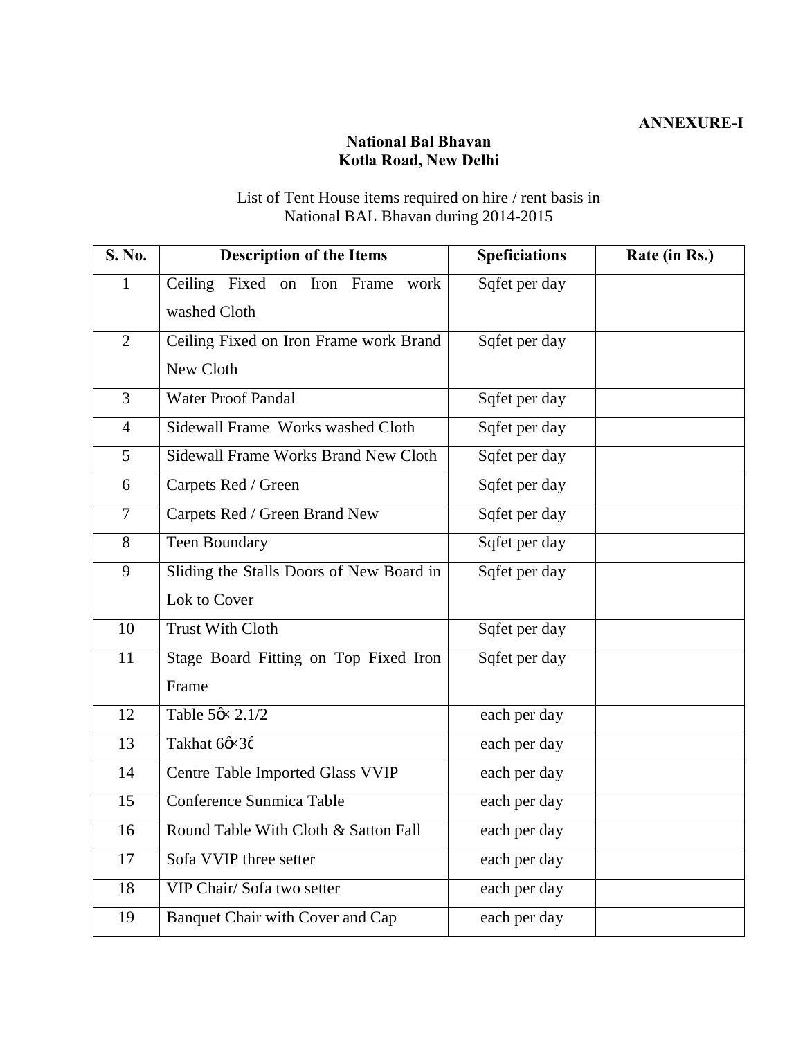**ANNEXURE-I**

**National Bal Bhavan**
**Kotla Road, New Delhi**

List of Tent House items required on hire / rent basis in National BAL Bhavan during 2014-2015

| S. No. | Description of the Items | Speficiations | Rate (in Rs.) |
|---|---|---|---|
| 1 | Ceiling Fixed on Iron Frame work washed Cloth | Sqfet per day | |
| 2 | Ceiling Fixed on Iron Frame work Brand New Cloth | Sqfet per day | |
| 3 | Water Proof Pandal | Sqfet per day | |
| 4 | Sidewall Frame Works washed Cloth | Sqfet per day | |
| 5 | Sidewall Frame Works Brand New Cloth | Sqfet per day | |
| 6 | Carpets Red / Green | Sqfet per day | |
| 7 | Carpets Red / Green Brand New | Sqfet per day | |
| 8 | Teen Boundary | Sqfet per day | |
| 9 | Sliding the Stalls Doors of New Board in Lok to Cover | Sqfet per day | |
| 10 | Trust With Cloth | Sqfet per day | |
| 11 | Stage Board Fitting on Top Fixed Iron Frame | Sqfet per day | |
| 12 | Table 5ǿ× 2.1/2 | each per day | |
| 13 | Takhat 6ǿ×3ǿ | each per day | |
| 14 | Centre Table Imported Glass VVIP | each per day | |
| 15 | Conference Sunmica Table | each per day | |
| 16 | Round Table With Cloth & Satton Fall | each per day | |
| 17 | Sofa VVIP three setter | each per day | |
| 18 | VIP Chair/ Sofa two setter | each per day | |
| 19 | Banquet Chair with Cover and Cap | each per day | |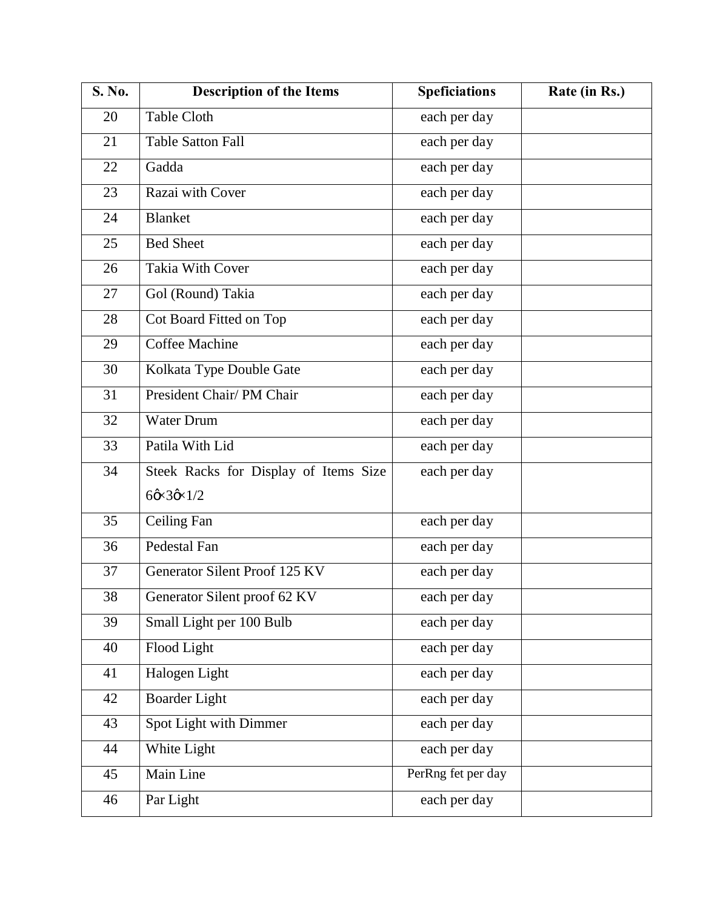| S. No. | Description of the Items | Speficiations | Rate (in Rs.) |
|---|---|---|---|
| 20 | Table Cloth | each per day | |
| 21 | Table Satton Fall | each per day | |
| 22 | Gadda | each per day | |
| 23 | Razai with Cover | each per day | |
| 24 | Blanket | each per day | |
| 25 | Bed Sheet | each per day | |
| 26 | Takia With Cover | each per day | |
| 27 | Gol (Round) Takia | each per day | |
| 28 | Cot Board Fitted on Top | each per day | |
| 29 | Coffee Machine | each per day | |
| 30 | Kolkata Type Double Gate | each per day | |
| 31 | President Chair/ PM Chair | each per day | |
| 32 | Water Drum | each per day | |
| 33 | Patila With Lid | each per day | |
| 34 | Steek Racks for Display of Items Size 6ǿ×3ǿ×1/2 | each per day | |
| 35 | Ceiling Fan | each per day | |
| 36 | Pedestal Fan | each per day | |
| 37 | Generator Silent Proof 125 KV | each per day | |
| 38 | Generator Silent proof 62 KV | each per day | |
| 39 | Small Light per 100 Bulb | each per day | |
| 40 | Flood Light | each per day | |
| 41 | Halogen Light | each per day | |
| 42 | Boarder Light | each per day | |
| 43 | Spot Light with Dimmer | each per day | |
| 44 | White Light | each per day | |
| 45 | Main Line | PerRng fet per day | |
| 46 | Par Light | each per day | |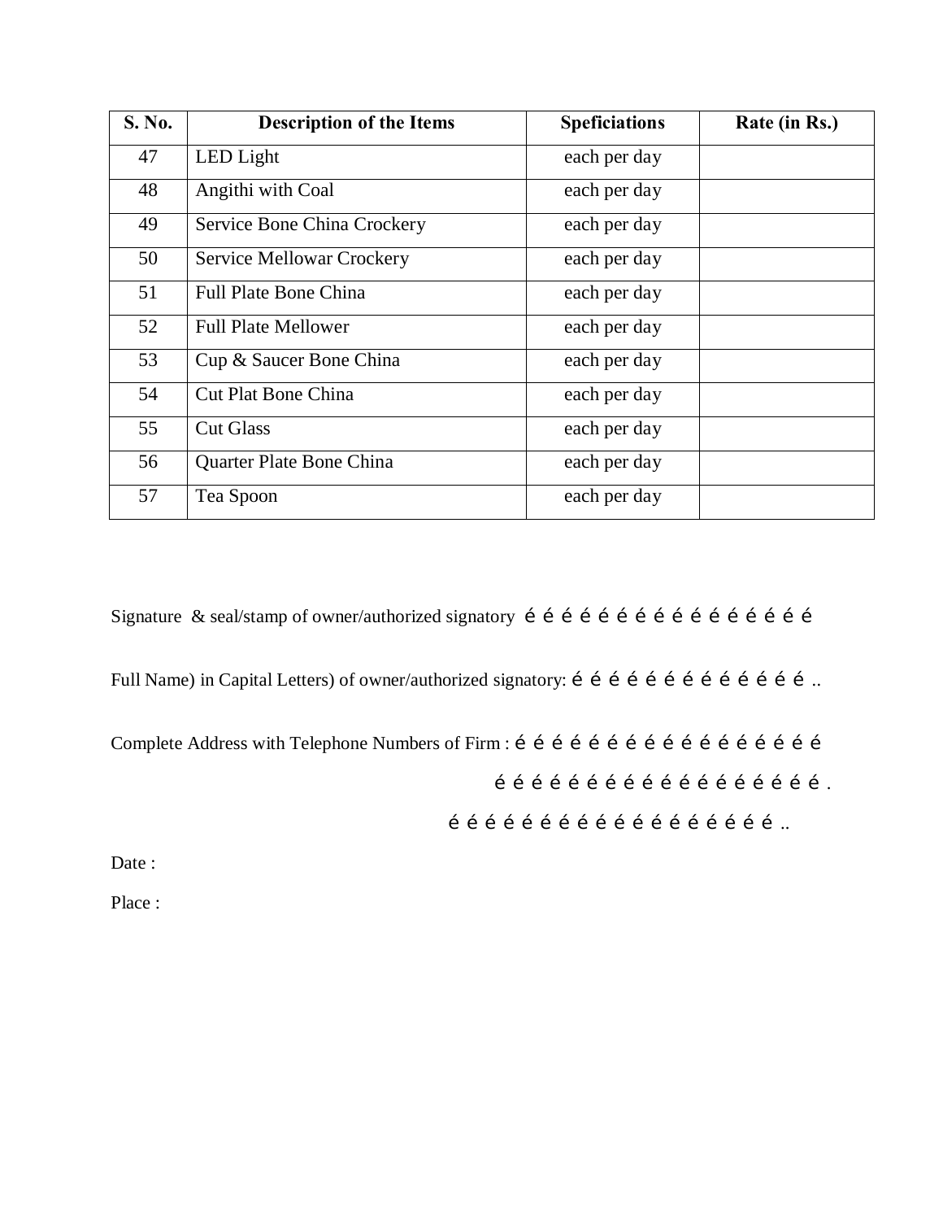| S. No. | Description of the Items | Speficiations | Rate (in Rs.) |
|---|---|---|---|
| 47 | LED Light | each per day | |
| 48 | Angithi with Coal | each per day | |
| 49 | Service Bone China Crockery | each per day | |
| 50 | Service Mellowar Crockery | each per day | |
| 51 | Full Plate Bone China | each per day | |
| 52 | Full Plate Mellower | each per day | |
| 53 | Cup & Saucer Bone China | each per day | |
| 54 | Cut Plat Bone China | each per day | |
| 55 | Cut Glass | each per day | |
| 56 | Quarter Plate Bone China | each per day | |
| 57 | Tea Spoon | each per day | |

Signature & seal/stamp of owner/authorized signatory é é é é é é é é é é é é é é é é

Full Name) in Capital Letters) of owner/authorized signatory: é é é é é é é é é é é é é ..

Complete Address with Telephone Numbers of Firm : é é é é é é é é é é é é é é é é é é é

é é é é é é é é é é é é é é é é é é é .

é é é é é é é é é é é é é é é é é é é ..

Date :

Place :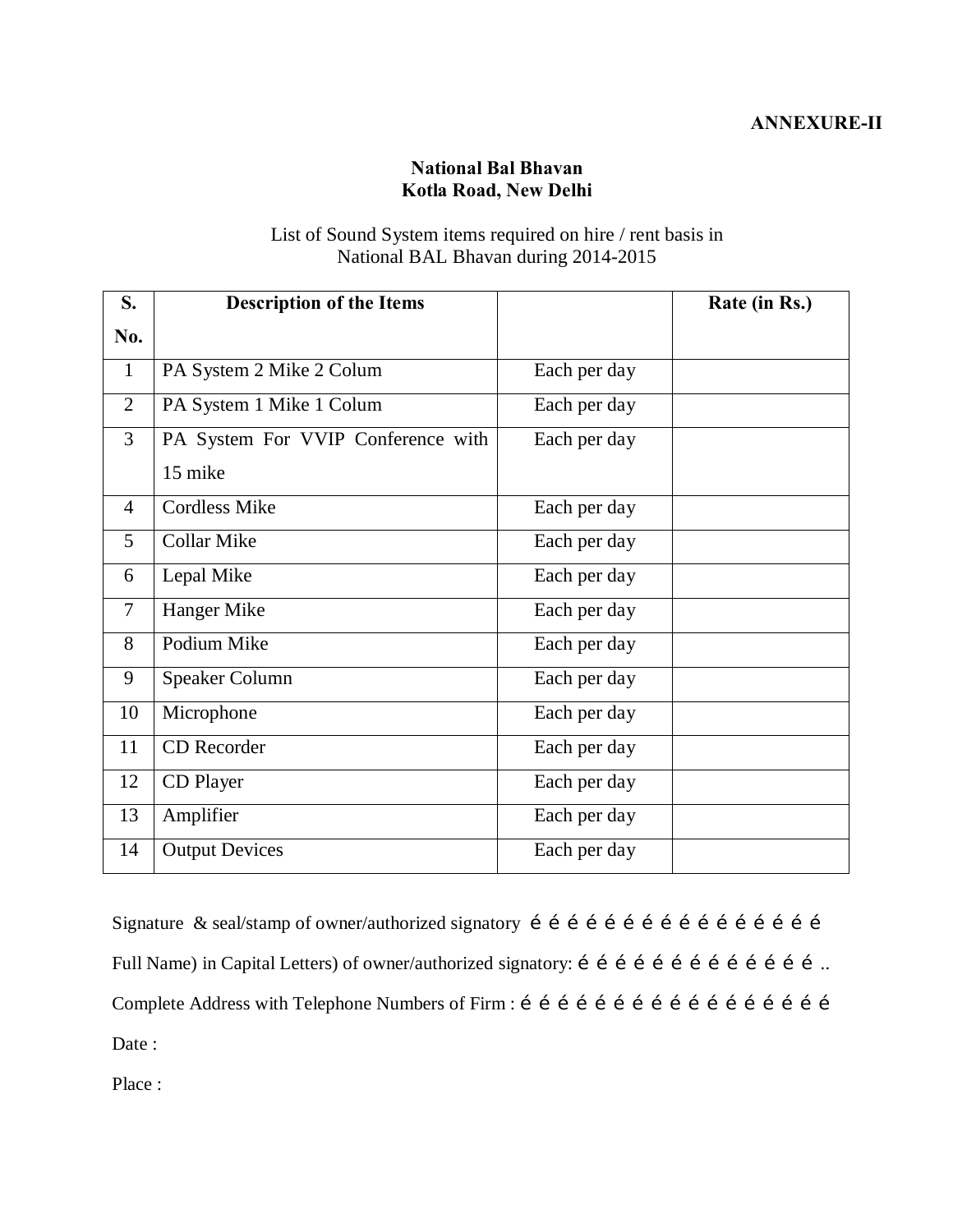**ANNEXURE-II**

**National Bal Bhavan**
**Kotla Road, New Delhi**

List of Sound System items required on hire / rent basis in National BAL Bhavan during 2014-2015

| S. No. | Description of the Items | | Rate (in Rs.) |
|---|---|---|---|
| 1 | PA System 2 Mike 2 Colum | Each per day | |
| 2 | PA System 1 Mike 1 Colum | Each per day | |
| 3 | PA System For VVIP Conference with 15 mike | Each per day | |
| 4 | Cordless Mike | Each per day | |
| 5 | Collar Mike | Each per day | |
| 6 | Lepal Mike | Each per day | |
| 7 | Hanger Mike | Each per day | |
| 8 | Podium Mike | Each per day | |
| 9 | Speaker Column | Each per day | |
| 10 | Microphone | Each per day | |
| 11 | CD Recorder | Each per day | |
| 12 | CD Player | Each per day | |
| 13 | Amplifier | Each per day | |
| 14 | Output Devices | Each per day | |

Signature & seal/stamp of owner/authorized signatory é é é é é é é é é é é é é é é é é

Full Name) in Capital Letters) of owner/authorized signatory: é é é é é é é é é é é é é é ..

Complete Address with Telephone Numbers of Firm : é é é é é é é é é é é é é é é é é é é

Date :

Place :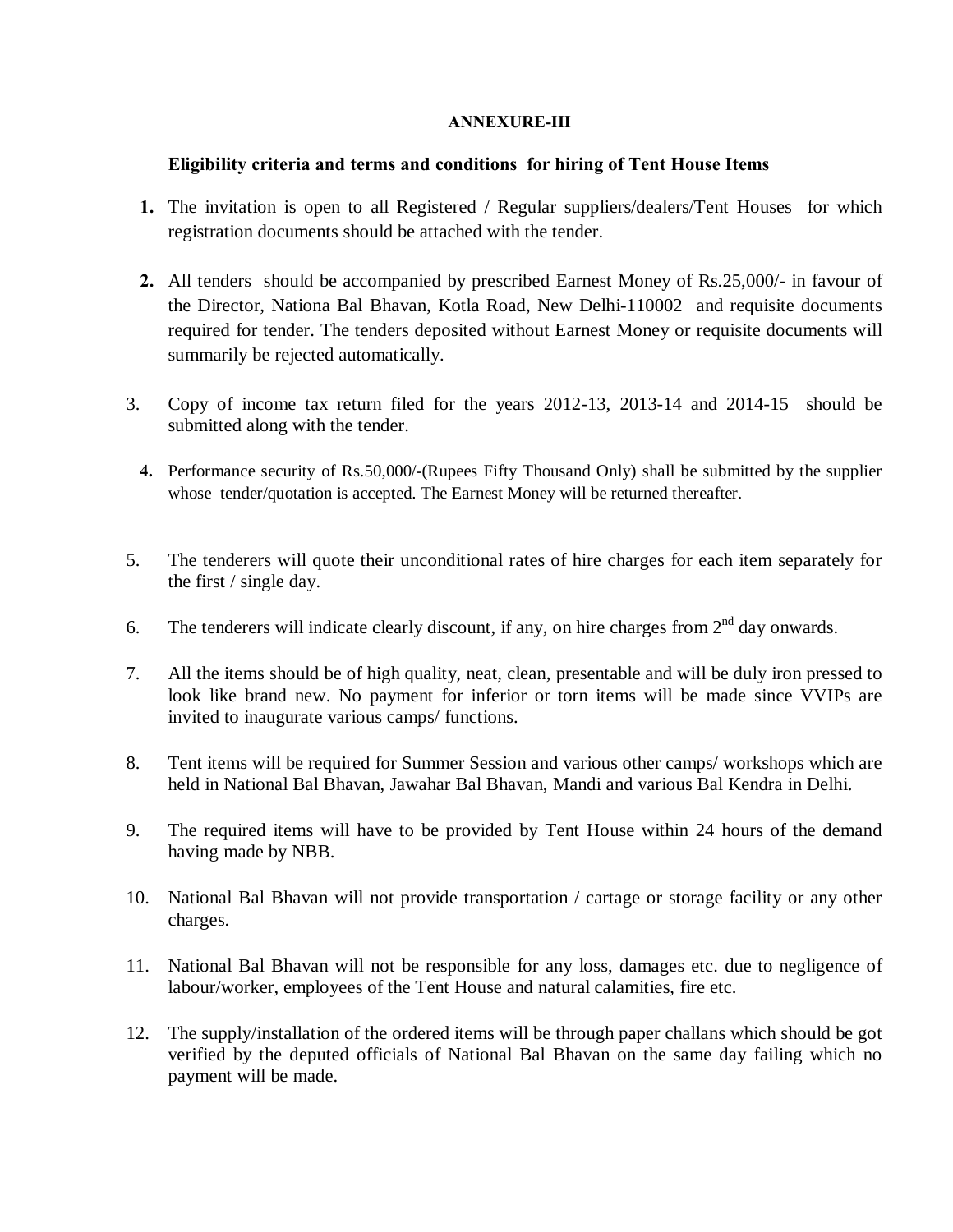**ANNEXURE-III**

**Eligibility criteria and terms and conditions for hiring of Tent House Items**

1. The invitation is open to all Registered / Regular suppliers/dealers/Tent Houses for which registration documents should be attached with the tender.

2. All tenders should be accompanied by prescribed Earnest Money of Rs.25,000/- in favour of the Director, Nationa Bal Bhavan, Kotla Road, New Delhi-110002 and requisite documents required for tender. The tenders deposited without Earnest Money or requisite documents will summarily be rejected automatically.

3. Copy of income tax return filed for the years 2012-13, 2013-14 and 2014-15 should be submitted along with the tender.

4. Performance security of Rs.50,000/-(Rupees Fifty Thousand Only) shall be submitted by the supplier whose tender/quotation is accepted. The Earnest Money will be returned thereafter.

5. The tenderers will quote their <u>unconditional rates</u> of hire charges for each item separately for the first / single day.

6. The tenderers will indicate clearly discount, if any, on hire charges from 2nd day onwards.

7. All the items should be of high quality, neat, clean, presentable and will be duly iron pressed to look like brand new. No payment for inferior or torn items will be made since VVIPs are invited to inaugurate various camps/ functions.

8. Tent items will be required for Summer Session and various other camps/ workshops which are held in National Bal Bhavan, Jawahar Bal Bhavan, Mandi and various Bal Kendra in Delhi.

9. The required items will have to be provided by Tent House within 24 hours of the demand having made by NBB.

10. National Bal Bhavan will not provide transportation / cartage or storage facility or any other charges.

11. National Bal Bhavan will not be responsible for any loss, damages etc. due to negligence of labour/worker, employees of the Tent House and natural calamities, fire etc.

12. The supply/installation of the ordered items will be through paper challans which should be got verified by the deputed officials of National Bal Bhavan on the same day failing which no payment will be made.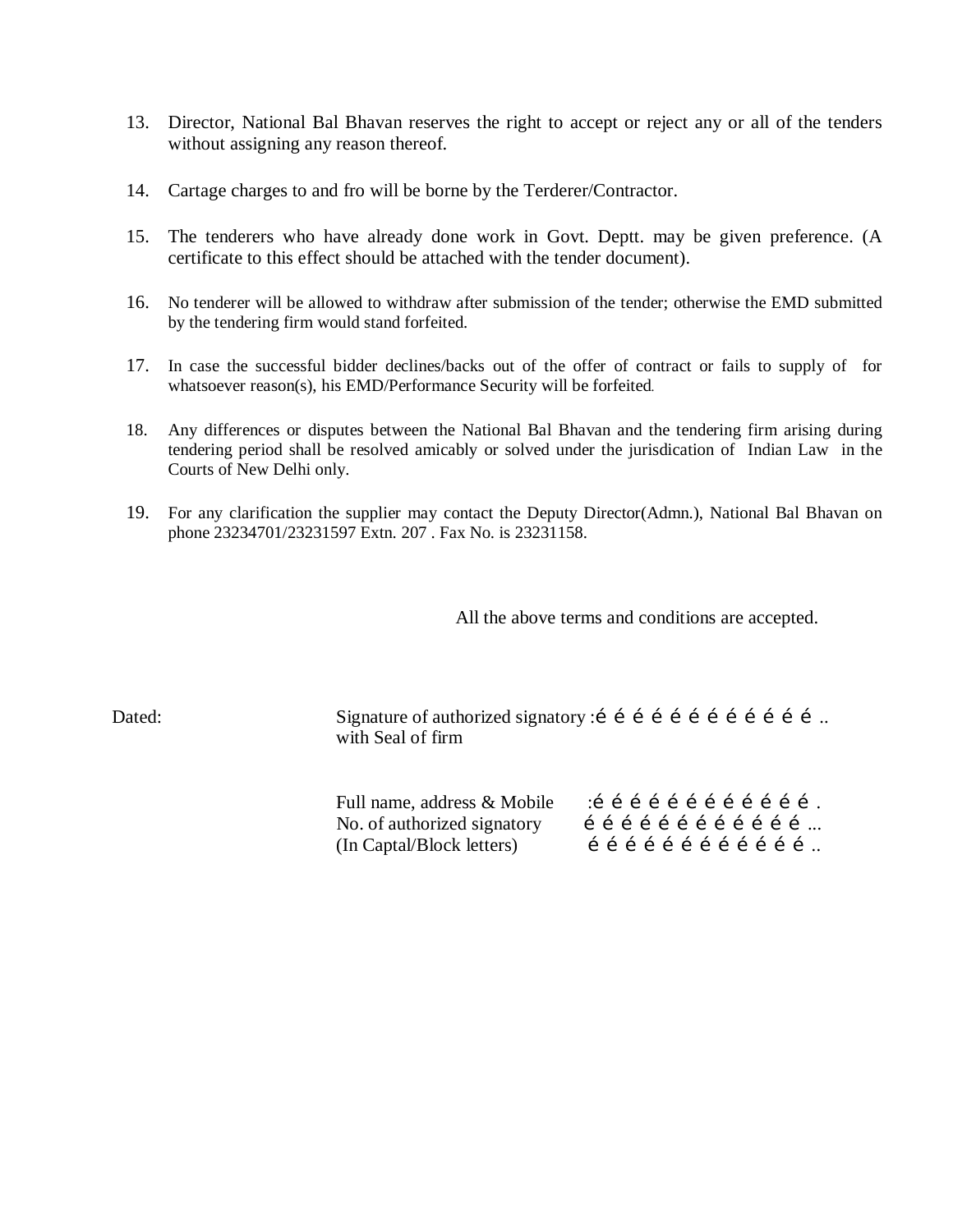13. Director, National Bal Bhavan reserves the right to accept or reject any or all of the tenders without assigning any reason thereof.

14. Cartage charges to and fro will be borne by the Terderer/Contractor.

15. The tenderers who have already done work in Govt. Deptt. may be given preference. (A certificate to this effect should be attached with the tender document).

16. No tenderer will be allowed to withdraw after submission of the tender; otherwise the EMD submitted by the tendering firm would stand forfeited.

17. In case the successful bidder declines/backs out of the offer of contract or fails to supply of for whatsoever reason(s), his EMD/Performance Security will be forfeited.

18. Any differences or disputes between the National Bal Bhavan and the tendering firm arising during tendering period shall be resolved amicably or solved under the jurisdication of Indian Law in the Courts of New Delhi only.

19. For any clarification the supplier may contact the Deputy Director(Admn.), National Bal Bhavan on phone 23234701/23231597 Extn. 207 . Fax No. is 23231158.

All the above terms and conditions are accepted.

Dated: Signature of authorized signatory :é é é é é é é é é é é é ..
with Seal of firm

Full name, address & Mobile :é é é é é é é é é é é é é .
No. of authorized signatory é é é é é é é é é é é é é ...
(In Captal/Block letters) é é é é é é é é é é é é é ..